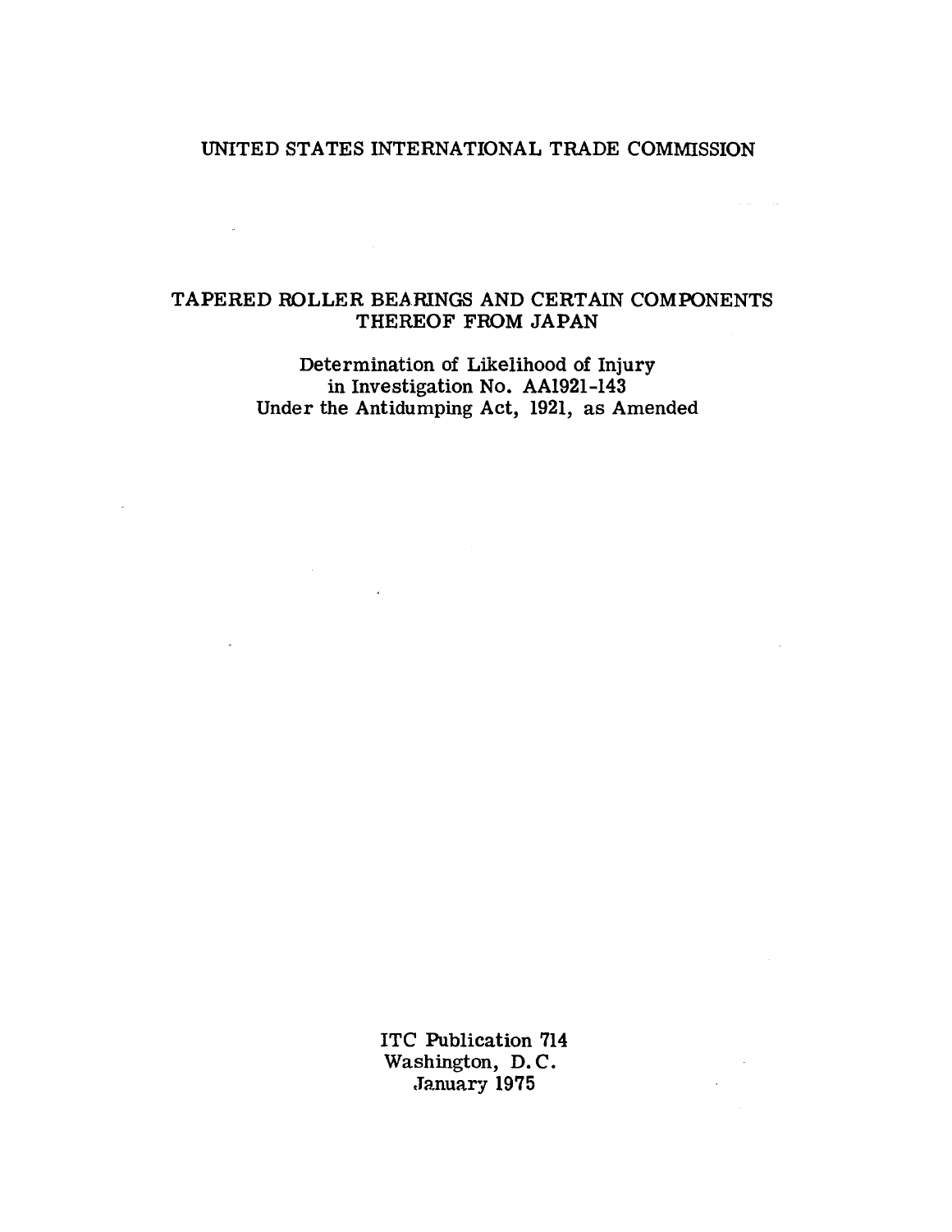# UNITED STATES INTERNATIONAL TRADE COMMISSION

## TAPERED ROLLER BEARINGS AND CERTAIN COMPONENTS THEREOF FROM JAPAN

Determination of Likelihood of Injury
in Investigation No. AA1921-143
Under the Antidumping Act, 1921, as Amended

ITC Publication 714
Washington, D.C.
January 1975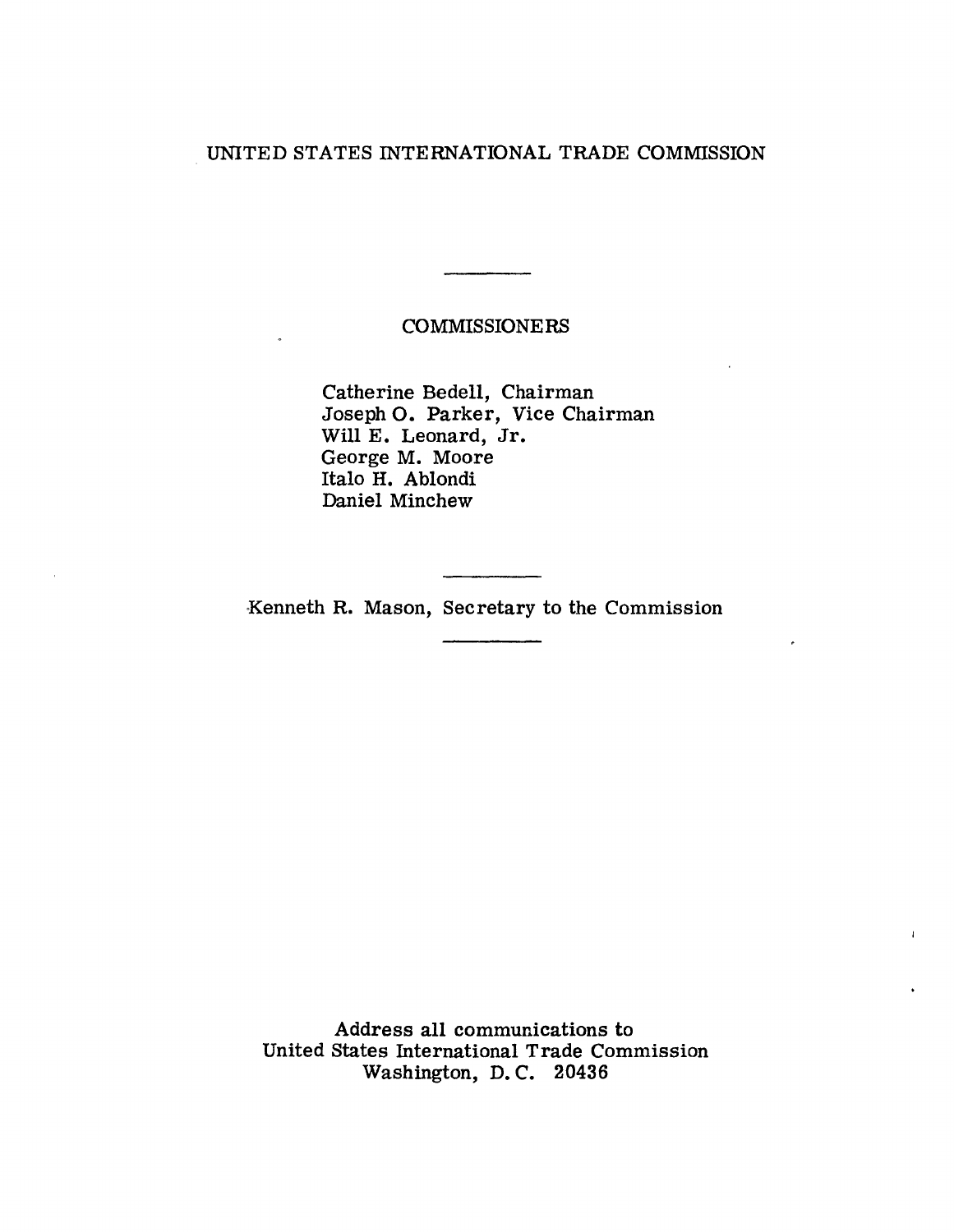UNITED STATES INTERNATIONAL TRADE COMMISSION

---

COMMISSIONERS

Catherine Bedell, Chairman
Joseph O. Parker, Vice Chairman
Will E. Leonard, Jr.
George M. Moore
Italo H. Ablondi
Daniel Minchew

---

Kenneth R. Mason, Secretary to the Commission

---

Address all communications to
United States International Trade Commission
Washington, D. C. 20436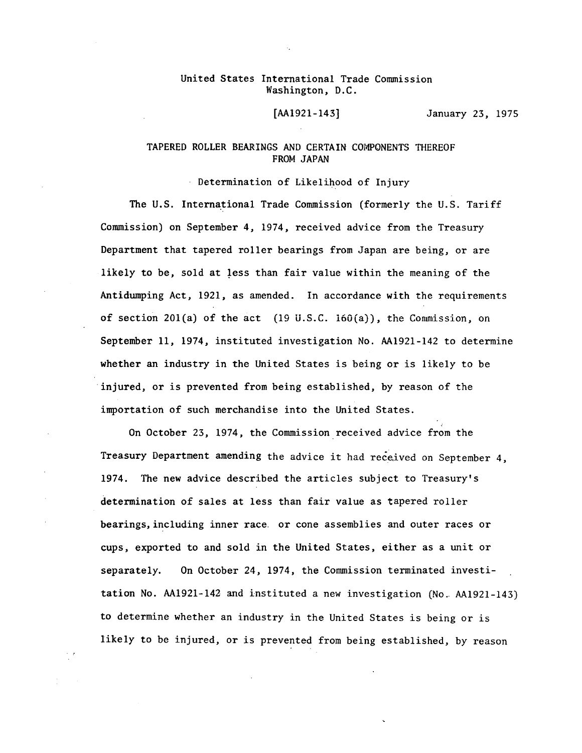United States International Trade Commission
Washington, D.C.

[AA1921-143] January 23, 1975

# TAPERED ROLLER BEARINGS AND CERTAIN COMPONENTS THEREOF FROM JAPAN

## Determination of Likelihood of Injury

The U.S. International Trade Commission (formerly the U.S. Tariff Commission) on September 4, 1974, received advice from the Treasury Department that tapered roller bearings from Japan are being, or are likely to be, sold at less than fair value within the meaning of the Antidumping Act, 1921, as amended. In accordance with the requirements of section 201(a) of the act (19 U.S.C. 160(a)), the Commission, on September 11, 1974, instituted investigation No. AA1921-142 to determine whether an industry in the United States is being or is likely to be injured, or is prevented from being established, by reason of the importation of such merchandise into the United States.

On October 23, 1974, the Commission received advice from the Treasury Department amending the advice it had received on September 4, 1974. The new advice described the articles subject to Treasury's determination of sales at less than fair value as tapered roller bearings, including inner race or cone assemblies and outer races or cups, exported to and sold in the United States, either as a unit or separately. On October 24, 1974, the Commission terminated investigation No. AA1921-142 and instituted a new investigation (No. AA1921-143) to determine whether an industry in the United States is being or is likely to be injured, or is prevented from being established, by reason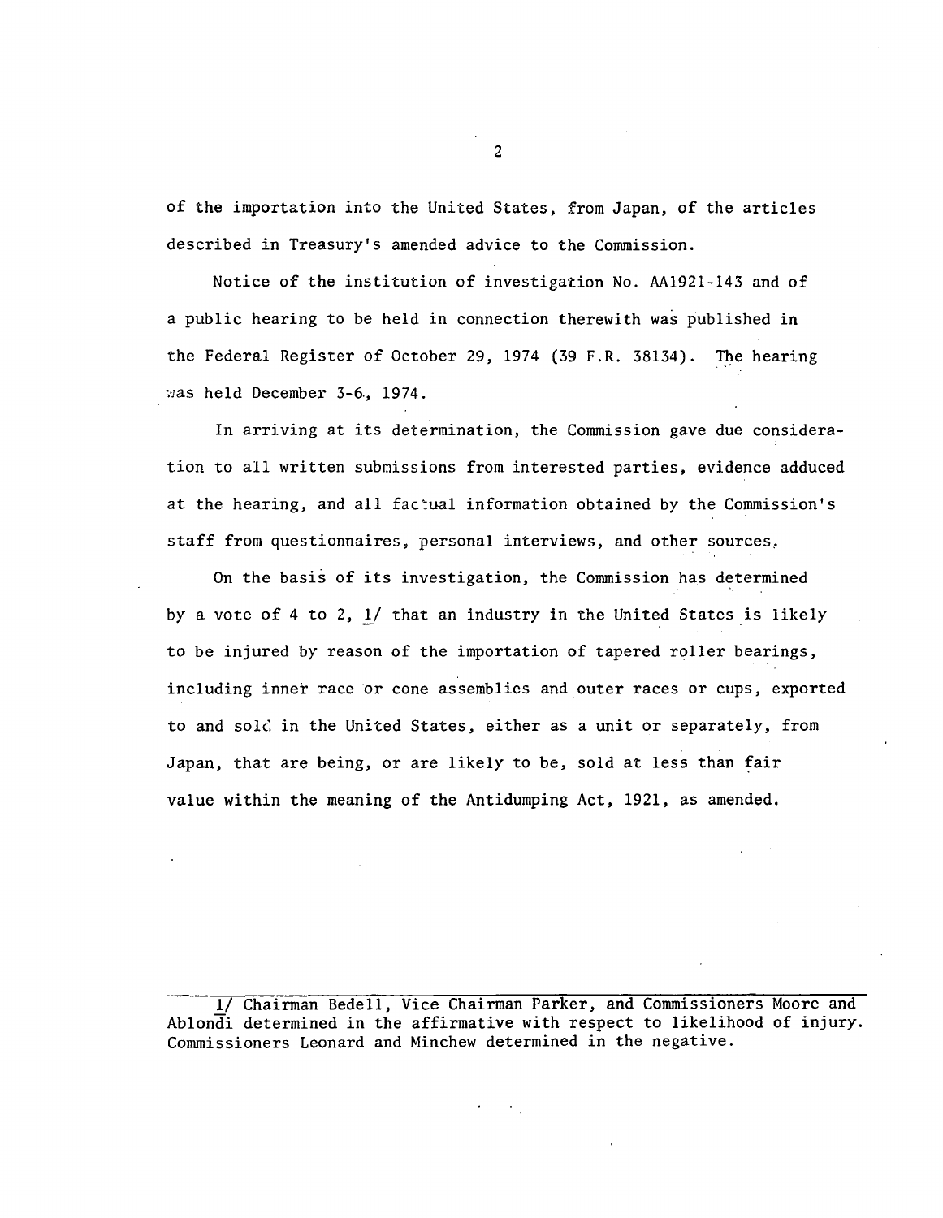of the importation into the United States, from Japan, of the articles described in Treasury's amended advice to the Commission.

Notice of the institution of investigation No. AA1921-143 and of a public hearing to be held in connection therewith was published in the Federal Register of October 29, 1974 (39 F.R. 38134). The hearing was held December 3-6, 1974.

In arriving at its determination, the Commission gave due consideration to all written submissions from interested parties, evidence adduced at the hearing, and all factual information obtained by the Commission's staff from questionnaires, personal interviews, and other sources.

On the basis of its investigation, the Commission has determined by a vote of 4 to 2, 1/ that an industry in the United States is likely to be injured by reason of the importation of tapered roller bearings, including inner race or cone assemblies and outer races or cups, exported to and sold in the United States, either as a unit or separately, from Japan, that are being, or are likely to be, sold at less than fair value within the meaning of the Antidumping Act, 1921, as amended.

---

1/ Chairman Bedell, Vice Chairman Parker, and Commissioners Moore and Ablondi determined in the affirmative with respect to likelihood of injury. Commissioners Leonard and Minchew determined in the negative.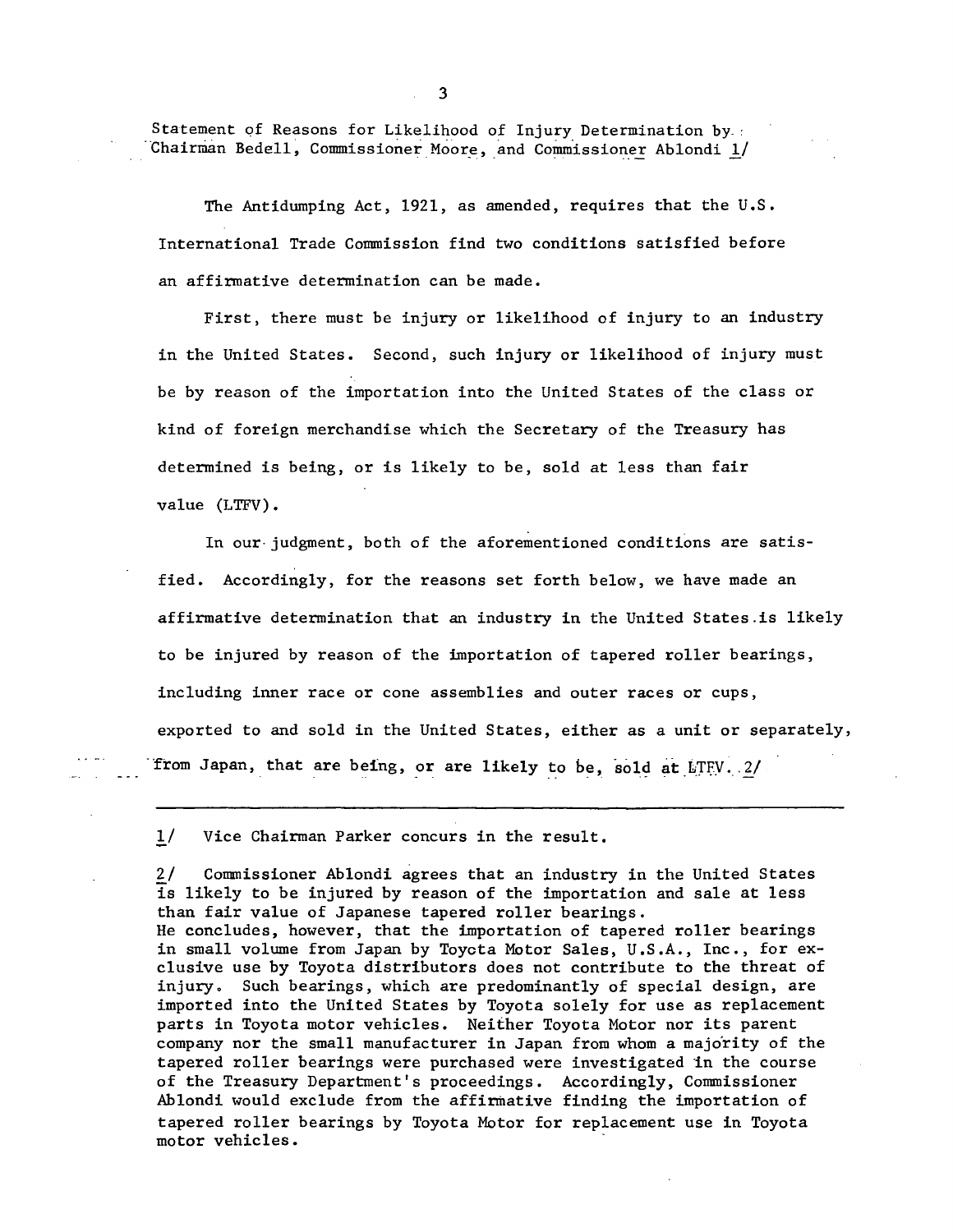Statement of Reasons for Likelihood of Injury Determination by Chairman Bedell, Commissioner Moore, and Commissioner Ablondi 1/

The Antidumping Act, 1921, as amended, requires that the U.S. International Trade Commission find two conditions satisfied before an affirmative determination can be made.

First, there must be injury or likelihood of injury to an industry in the United States. Second, such injury or likelihood of injury must be by reason of the importation into the United States of the class or kind of foreign merchandise which the Secretary of the Treasury has determined is being, or is likely to be, sold at less than fair value (LTFV).

In our judgment, both of the aforementioned conditions are satisfied. Accordingly, for the reasons set forth below, we have made an affirmative determination that an industry in the United States is likely to be injured by reason of the importation of tapered roller bearings, including inner race or cone assemblies and outer races or cups, exported to and sold in the United States, either as a unit or separately, from Japan, that are being, or are likely to be, sold at LTFV. 2/

---

1/ Vice Chairman Parker concurs in the result.

2/ Commissioner Ablondi agrees that an industry in the United States is likely to be injured by reason of the importation and sale at less than fair value of Japanese tapered roller bearings. He concludes, however, that the importation of tapered roller bearings in small volume from Japan by Toyota Motor Sales, U.S.A., Inc., for exclusive use by Toyota distributors does not contribute to the threat of injury. Such bearings, which are predominantly of special design, are imported into the United States by Toyota solely for use as replacement parts in Toyota motor vehicles. Neither Toyota Motor nor its parent company nor the small manufacturer in Japan from whom a majority of the tapered roller bearings were purchased were investigated in the course of the Treasury Department's proceedings. Accordingly, Commissioner Ablondi would exclude from the affirmative finding the importation of tapered roller bearings by Toyota Motor for replacement use in Toyota motor vehicles.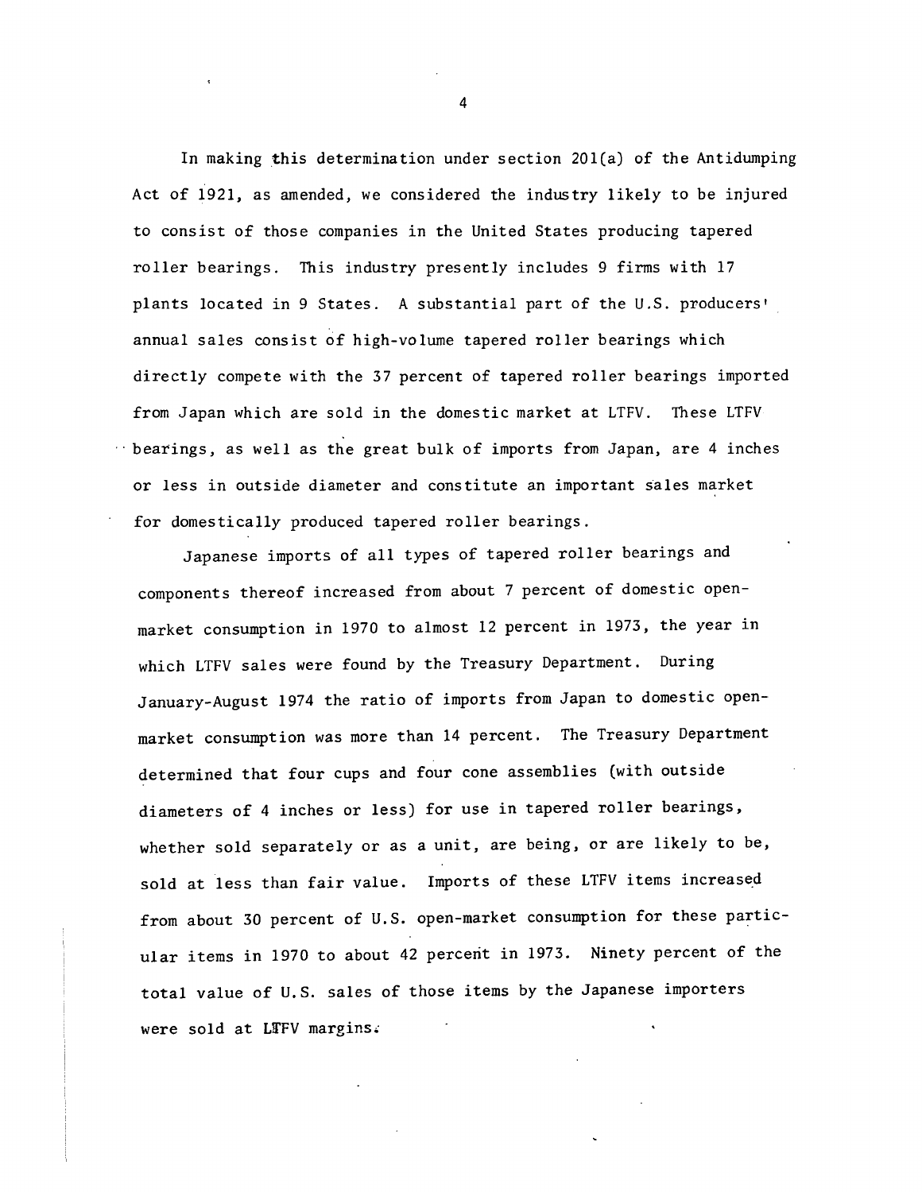In making this determination under section 201(a) of the Antidumping Act of 1921, as amended, we considered the industry likely to be injured to consist of those companies in the United States producing tapered roller bearings. This industry presently includes 9 firms with 17 plants located in 9 States. A substantial part of the U.S. producers' annual sales consist of high-volume tapered roller bearings which directly compete with the 37 percent of tapered roller bearings imported from Japan which are sold in the domestic market at LTFV. These LTFV bearings, as well as the great bulk of imports from Japan, are 4 inches or less in outside diameter and constitute an important sales market for domestically produced tapered roller bearings.

Japanese imports of all types of tapered roller bearings and components thereof increased from about 7 percent of domestic open-market consumption in 1970 to almost 12 percent in 1973, the year in which LTFV sales were found by the Treasury Department. During January-August 1974 the ratio of imports from Japan to domestic open-market consumption was more than 14 percent. The Treasury Department determined that four cups and four cone assemblies (with outside diameters of 4 inches or less) for use in tapered roller bearings, whether sold separately or as a unit, are being, or are likely to be, sold at less than fair value. Imports of these LTFV items increased from about 30 percent of U.S. open-market consumption for these particular items in 1970 to about 42 percent in 1973. Ninety percent of the total value of U.S. sales of those items by the Japanese importers were sold at LTFV margins.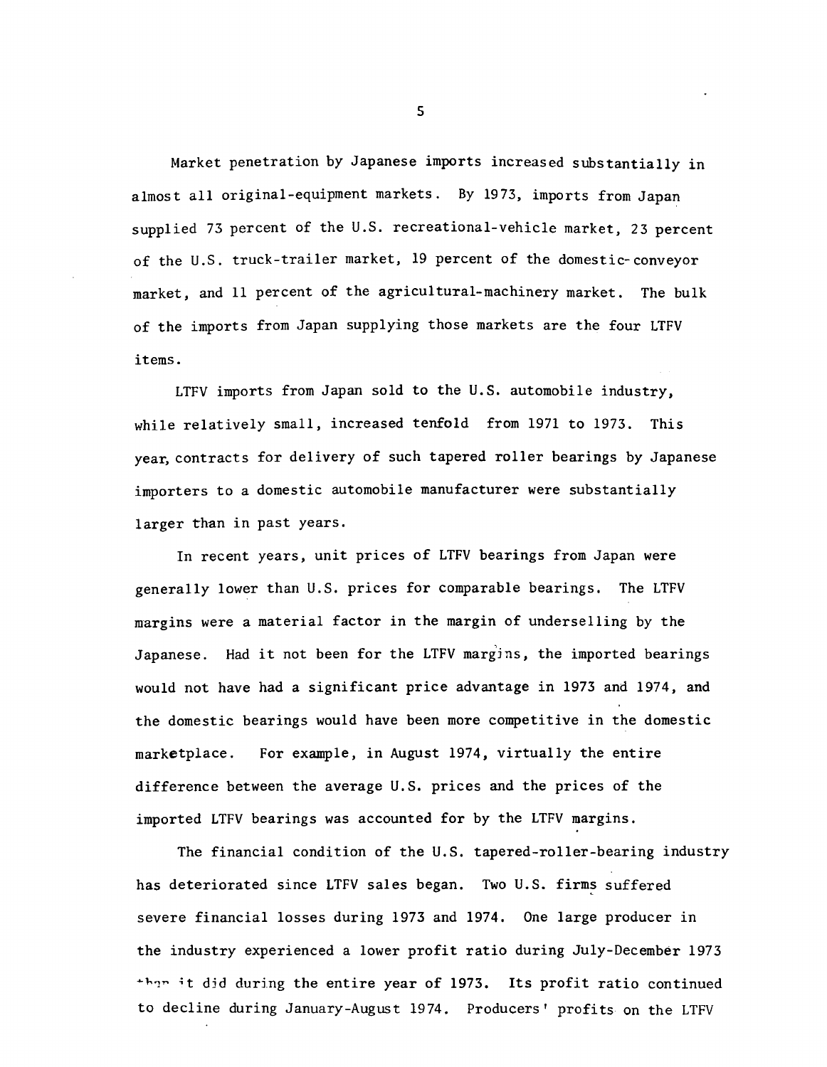Market penetration by Japanese imports increased substantially in almost all original-equipment markets. By 1973, imports from Japan supplied 73 percent of the U.S. recreational-vehicle market, 23 percent of the U.S. truck-trailer market, 19 percent of the domestic-conveyor market, and 11 percent of the agricultural-machinery market. The bulk of the imports from Japan supplying those markets are the four LTFV items.

LTFV imports from Japan sold to the U.S. automobile industry, while relatively small, increased tenfold from 1971 to 1973. This year, contracts for delivery of such tapered roller bearings by Japanese importers to a domestic automobile manufacturer were substantially larger than in past years.

In recent years, unit prices of LTFV bearings from Japan were generally lower than U.S. prices for comparable bearings. The LTFV margins were a material factor in the margin of underselling by the Japanese. Had it not been for the LTFV margins, the imported bearings would not have had a significant price advantage in 1973 and 1974, and the domestic bearings would have been more competitive in the domestic marketplace. For example, in August 1974, virtually the entire difference between the average U.S. prices and the prices of the imported LTFV bearings was accounted for by the LTFV margins.

The financial condition of the U.S. tapered-roller-bearing industry has deteriorated since LTFV sales began. Two U.S. firms suffered severe financial losses during 1973 and 1974. One large producer in the industry experienced a lower profit ratio during July-December 1973 than it did during the entire year of 1973. Its profit ratio continued to decline during January-August 1974. Producers' profits on the LTFV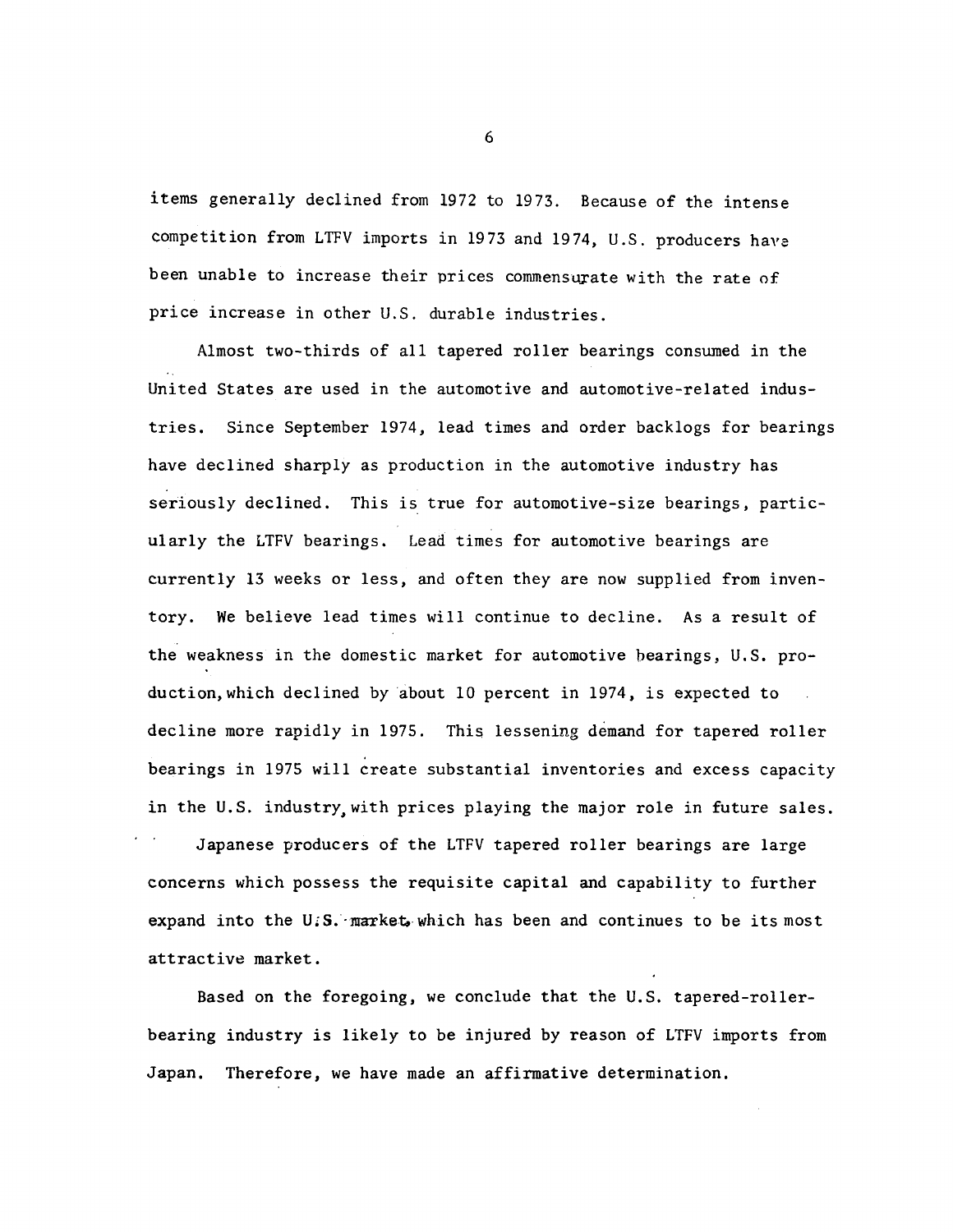items generally declined from 1972 to 1973. Because of the intense competition from LTFV imports in 1973 and 1974, U.S. producers have been unable to increase their prices commensurate with the rate of price increase in other U.S. durable industries.

Almost two-thirds of all tapered roller bearings consumed in the United States are used in the automotive and automotive-related industries. Since September 1974, lead times and order backlogs for bearings have declined sharply as production in the automotive industry has seriously declined. This is true for automotive-size bearings, particularly the LTFV bearings. Lead times for automotive bearings are currently 13 weeks or less, and often they are now supplied from inventory. We believe lead times will continue to decline. As a result of the weakness in the domestic market for automotive bearings, U.S. production, which declined by about 10 percent in 1974, is expected to decline more rapidly in 1975. This lessening demand for tapered roller bearings in 1975 will create substantial inventories and excess capacity in the U.S. industry, with prices playing the major role in future sales.

Japanese producers of the LTFV tapered roller bearings are large concerns which possess the requisite capital and capability to further expand into the U.S. market, which has been and continues to be its most attractive market.

Based on the foregoing, we conclude that the U.S. tapered-roller-bearing industry is likely to be injured by reason of LTFV imports from Japan. Therefore, we have made an affirmative determination.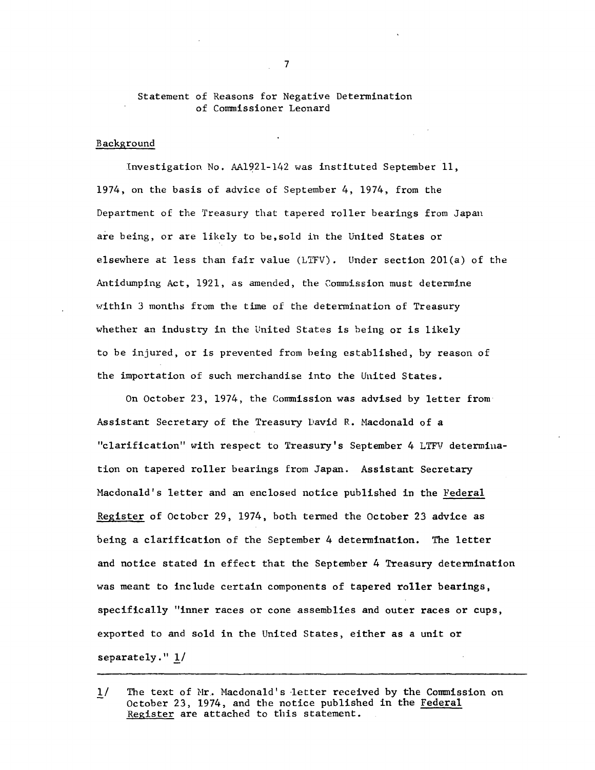## Statement of Reasons for Negative Determination of Commissioner Leonard

### Background

Investigation No. AA1921-142 was instituted September 11, 1974, on the basis of advice of September 4, 1974, from the Department of the Treasury that tapered roller bearings from Japan are being, or are likely to be, sold in the United States or elsewhere at less than fair value (LTFV). Under section 201(a) of the Antidumping Act, 1921, as amended, the Commission must determine within 3 months from the time of the determination of Treasury whether an industry in the United States is being or is likely to be injured, or is prevented from being established, by reason of the importation of such merchandise into the United States.

On October 23, 1974, the Commission was advised by letter from Assistant Secretary of the Treasury David R. Macdonald of a "clarification" with respect to Treasury's September 4 LTFV determination on tapered roller bearings from Japan. Assistant Secretary Macdonald's letter and an enclosed notice published in the Federal Register of October 29, 1974, both termed the October 23 advice as being a clarification of the September 4 determination. The letter and notice stated in effect that the September 4 Treasury determination was meant to include certain components of tapered roller bearings, specifically "inner races or cone assemblies and outer races or cups, exported to and sold in the United States, either as a unit or separately." 1/

---

1/ The text of Mr. Macdonald's letter received by the Commission on October 23, 1974, and the notice published in the Federal Register are attached to this statement.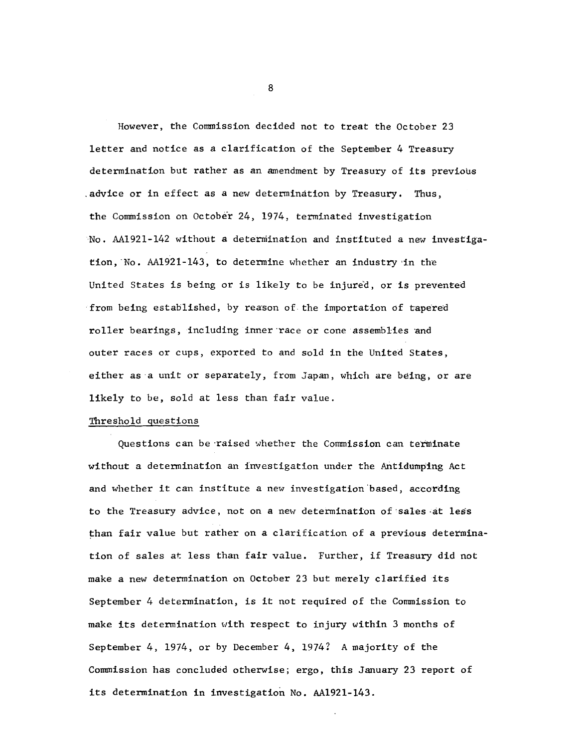However, the Commission decided not to treat the October 23 letter and notice as a clarification of the September 4 Treasury determination but rather as an amendment by Treasury of its previous advice or in effect as a new determination by Treasury. Thus, the Commission on October 24, 1974, terminated investigation No. AA1921-142 without a determination and instituted a new investigation, No. AA1921-143, to determine whether an industry in the United States is being or is likely to be injured, or is prevented from being established, by reason of the importation of tapered roller bearings, including inner race or cone assemblies and outer races or cups, exported to and sold in the United States, either as a unit or separately, from Japan, which are being, or are likely to be, sold at less than fair value.

Threshold questions

Questions can be raised whether the Commission can terminate without a determination an investigation under the Antidumping Act and whether it can institute a new investigation based, according to the Treasury advice, not on a new determination of sales at less than fair value but rather on a clarification of a previous determination of sales at less than fair value. Further, if Treasury did not make a new determination on October 23 but merely clarified its September 4 determination, is it not required of the Commission to make its determination with respect to injury within 3 months of September 4, 1974, or by December 4, 1974? A majority of the Commission has concluded otherwise; ergo, this January 23 report of its determination in investigation No. AA1921-143.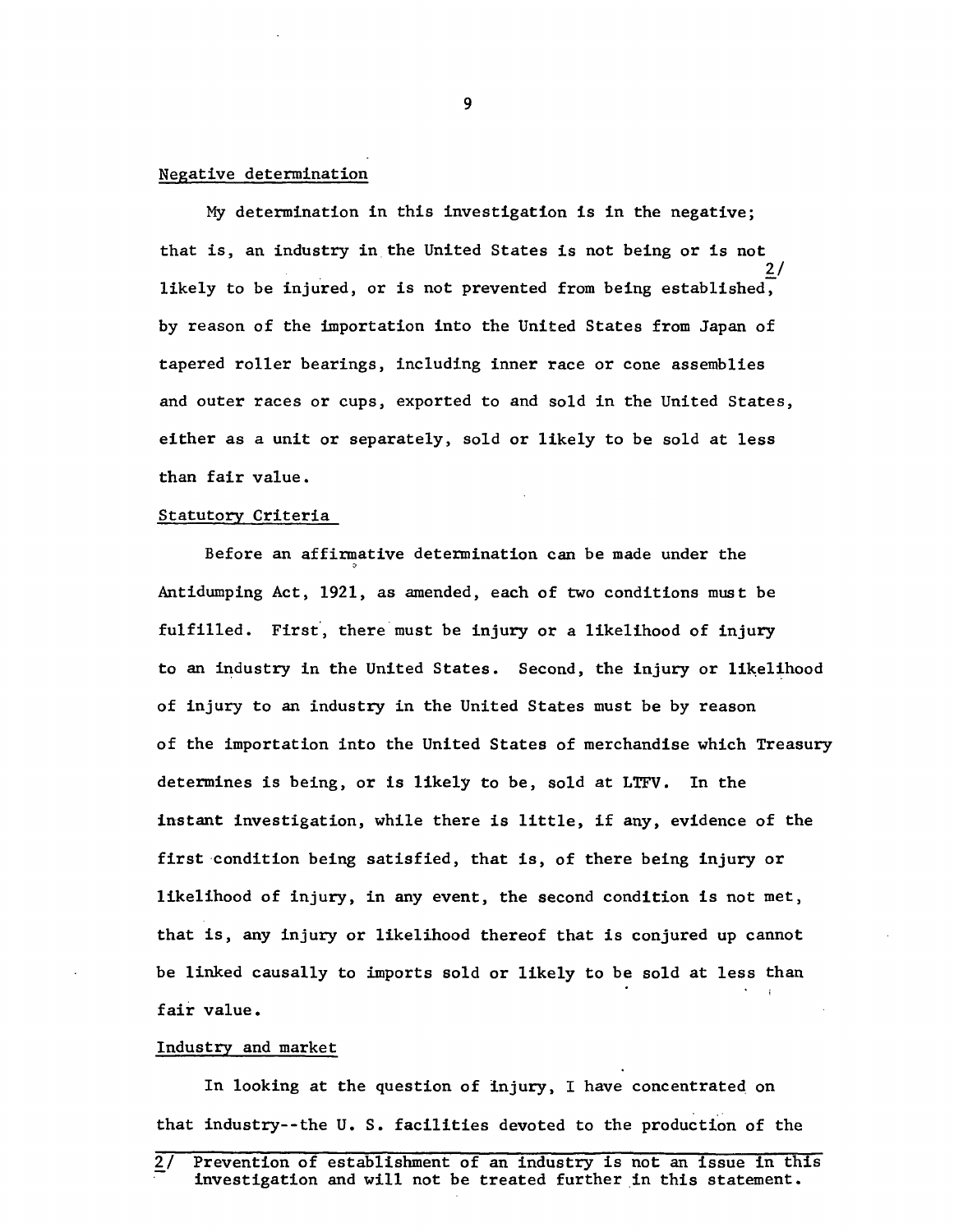Negative determination

My determination in this investigation is in the negative; that is, an industry in the United States is not being or is not likely to be injured, or is not prevented from being established,[2/] by reason of the importation into the United States from Japan of tapered roller bearings, including inner race or cone assemblies and outer races or cups, exported to and sold in the United States, either as a unit or separately, sold or likely to be sold at less than fair value.

Statutory Criteria

Before an affirmative determination can be made under the Antidumping Act, 1921, as amended, each of two conditions must be fulfilled. First, there must be injury or a likelihood of injury to an industry in the United States. Second, the injury or likelihood of injury to an industry in the United States must be by reason of the importation into the United States of merchandise which Treasury determines is being, or is likely to be, sold at LTFV. In the instant investigation, while there is little, if any, evidence of the first condition being satisfied, that is, of there being injury or likelihood of injury, in any event, the second condition is not met, that is, any injury or likelihood thereof that is conjured up cannot be linked causally to imports sold or likely to be sold at less than fair value.

Industry and market

In looking at the question of injury, I have concentrated on that industry--the U. S. facilities devoted to the production of the

2/ Prevention of establishment of an industry is not an issue in this investigation and will not be treated further in this statement.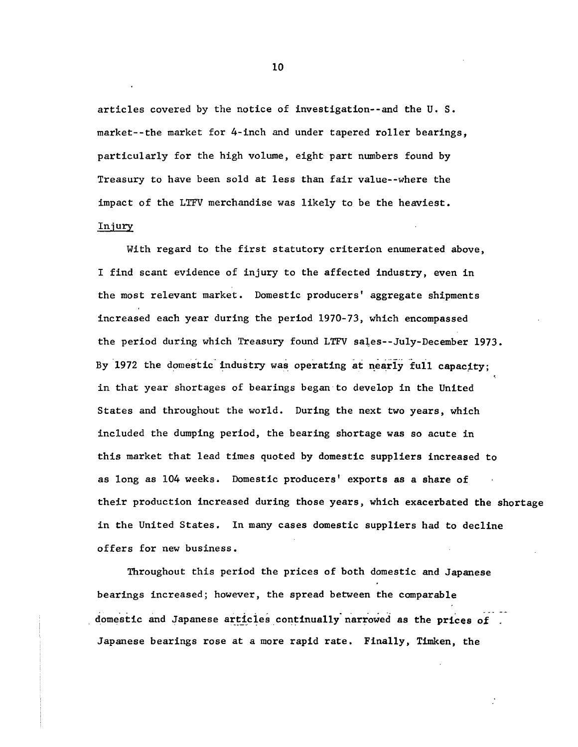articles covered by the notice of investigation--and the U. S. market--the market for 4-inch and under tapered roller bearings, particularly for the high volume, eight part numbers found by Treasury to have been sold at less than fair value--where the impact of the LTFV merchandise was likely to be the heaviest.

Injury

With regard to the first statutory criterion enumerated above, I find scant evidence of injury to the affected industry, even in the most relevant market. Domestic producers' aggregate shipments increased each year during the period 1970-73, which encompassed the period during which Treasury found LTFV sales--July-December 1973. By 1972 the domestic industry was operating at nearly full capacity; in that year shortages of bearings began to develop in the United States and throughout the world. During the next two years, which included the dumping period, the bearing shortage was so acute in this market that lead times quoted by domestic suppliers increased to as long as 104 weeks. Domestic producers' exports as a share of their production increased during those years, which exacerbated the shortage in the United States. In many cases domestic suppliers had to decline offers for new business.

Throughout this period the prices of both domestic and Japanese bearings increased; however, the spread between the comparable domestic and Japanese articles continually narrowed as the prices of Japanese bearings rose at a more rapid rate. Finally, Timken, the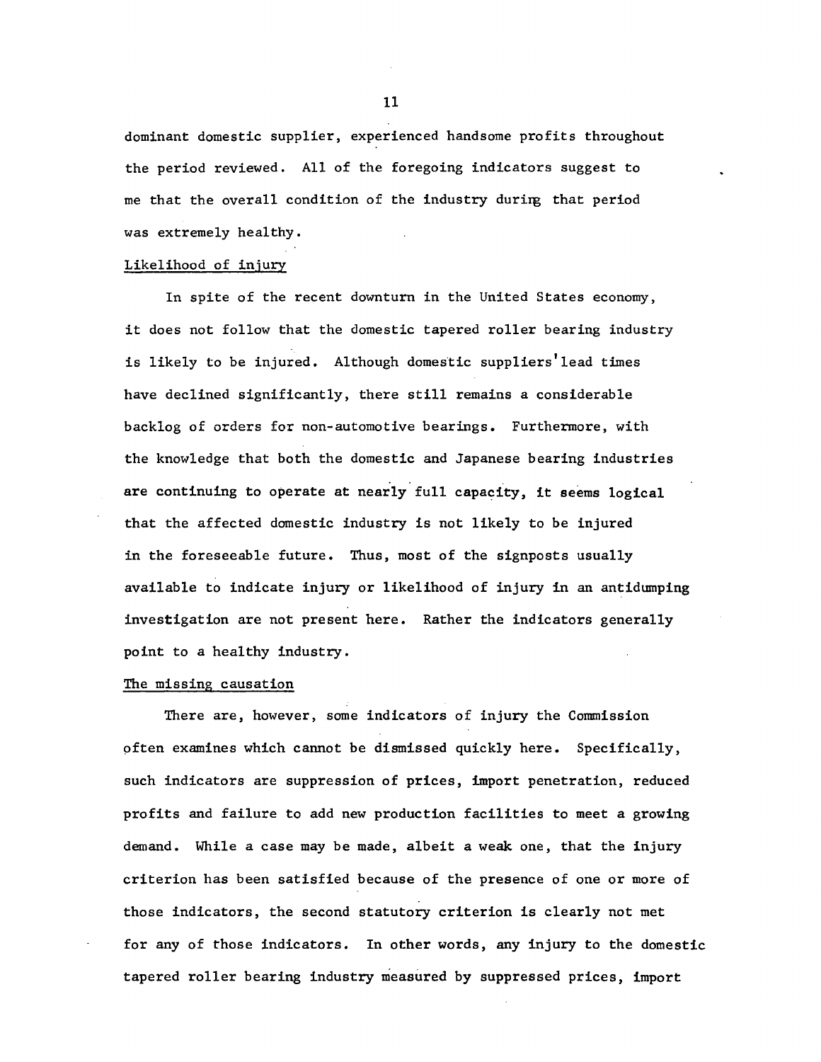dominant domestic supplier, experienced handsome profits throughout the period reviewed. All of the foregoing indicators suggest to me that the overall condition of the industry during that period was extremely healthy.

Likelihood of injury

In spite of the recent downturn in the United States economy, it does not follow that the domestic tapered roller bearing industry is likely to be injured. Although domestic suppliers' lead times have declined significantly, there still remains a considerable backlog of orders for non-automotive bearings. Furthermore, with the knowledge that both the domestic and Japanese bearing industries are continuing to operate at nearly full capacity, it seems logical that the affected domestic industry is not likely to be injured in the foreseeable future. Thus, most of the signposts usually available to indicate injury or likelihood of injury in an antidumping investigation are not present here. Rather the indicators generally point to a healthy industry.

The missing causation

There are, however, some indicators of injury the Commission often examines which cannot be dismissed quickly here. Specifically, such indicators are suppression of prices, import penetration, reduced profits and failure to add new production facilities to meet a growing demand. While a case may be made, albeit a weak one, that the injury criterion has been satisfied because of the presence of one or more of those indicators, the second statutory criterion is clearly not met for any of those indicators. In other words, any injury to the domestic tapered roller bearing industry measured by suppressed prices, import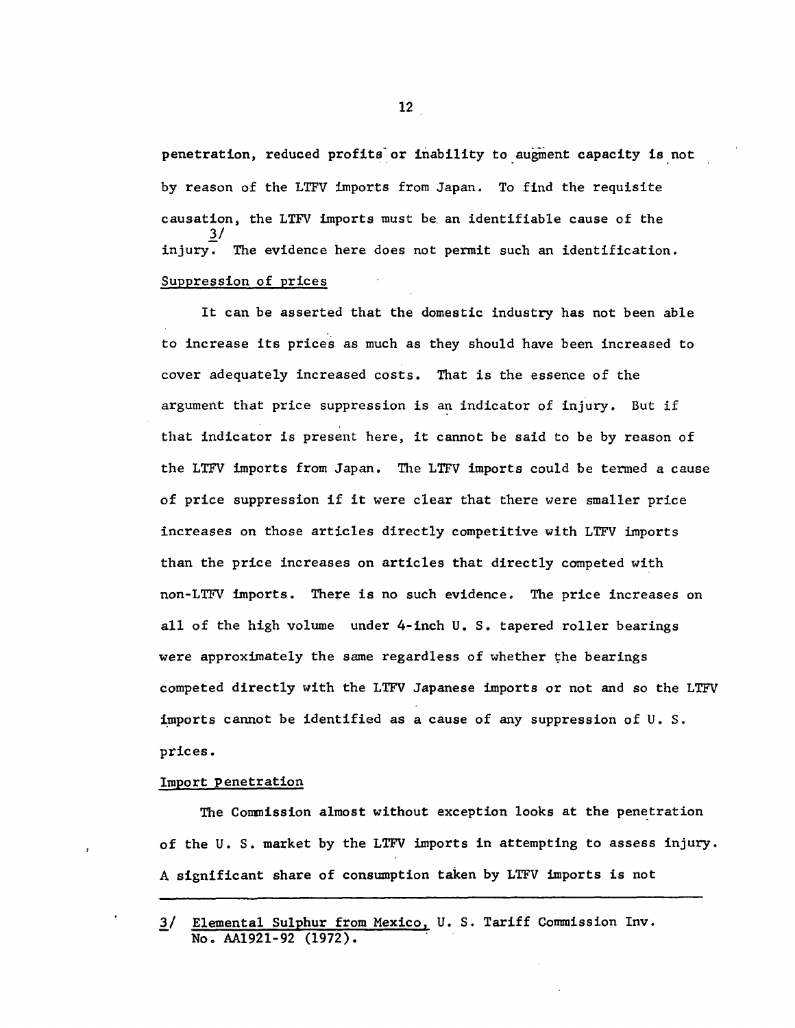penetration, reduced profits or inability to augment capacity is not by reason of the LTFV imports from Japan. To find the requisite causation, the LTFV imports must be an identifiable cause of the injury.[3/] The evidence here does not permit such an identification.

Suppression of prices

It can be asserted that the domestic industry has not been able to increase its prices as much as they should have been increased to cover adequately increased costs. That is the essence of the argument that price suppression is an indicator of injury. But if that indicator is present here, it cannot be said to be by reason of the LTFV imports from Japan. The LTFV imports could be termed a cause of price suppression if it were clear that there were smaller price increases on those articles directly competitive with LTFV imports than the price increases on articles that directly competed with non-LTFV imports. There is no such evidence. The price increases on all of the high volume under 4-inch U. S. tapered roller bearings were approximately the same regardless of whether the bearings competed directly with the LTFV Japanese imports or not and so the LTFV imports cannot be identified as a cause of any suppression of U. S. prices.

Import Penetration

The Commission almost without exception looks at the penetration of the U. S. market by the LTFV imports in attempting to assess injury. A significant share of consumption taken by LTFV imports is not

---

3/ Elemental Sulphur from Mexico, U. S. Tariff Commission Inv. No. AA1921-92 (1972).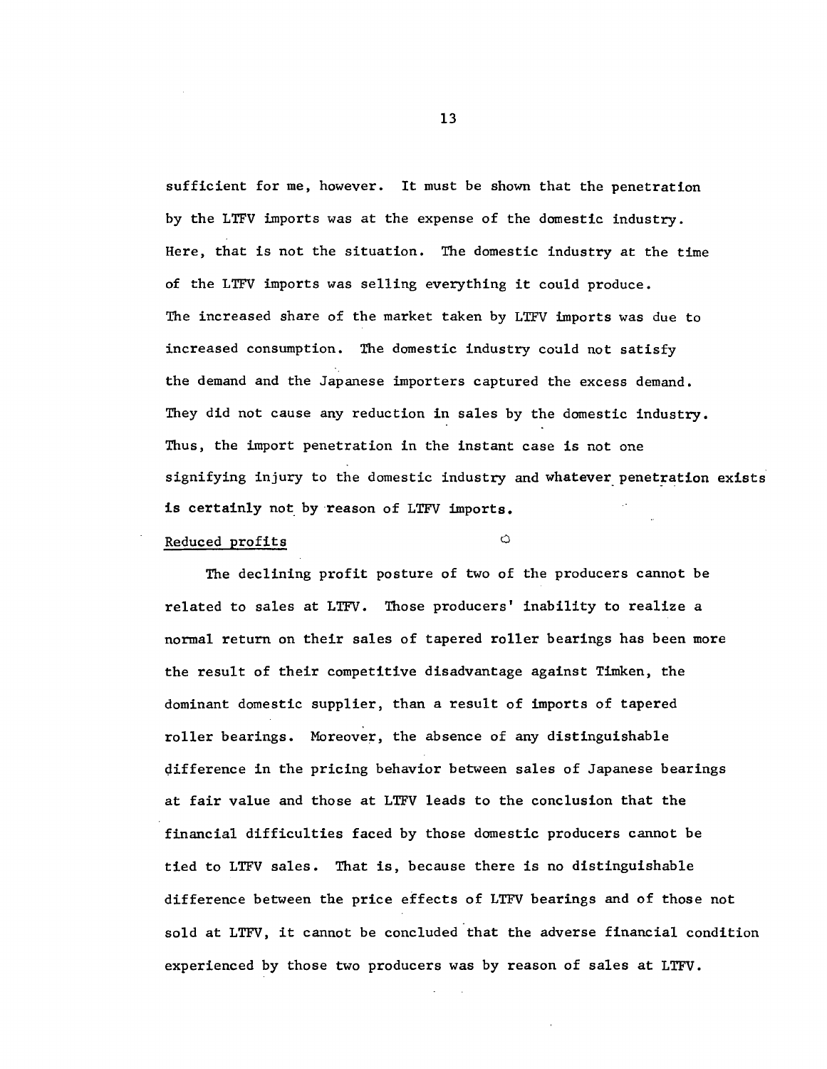sufficient for me, however. It must be shown that the penetration by the LTFV imports was at the expense of the domestic industry. Here, that is not the situation. The domestic industry at the time of the LTFV imports was selling everything it could produce. The increased share of the market taken by LTFV imports was due to increased consumption. The domestic industry could not satisfy the demand and the Japanese importers captured the excess demand. They did not cause any reduction in sales by the domestic industry. Thus, the import penetration in the instant case is not one signifying injury to the domestic industry and whatever penetration exists is certainly not by reason of LTFV imports.

Reduced profits

The declining profit posture of two of the producers cannot be related to sales at LTFV. Those producers' inability to realize a normal return on their sales of tapered roller bearings has been more the result of their competitive disadvantage against Timken, the dominant domestic supplier, than a result of imports of tapered roller bearings. Moreover, the absence of any distinguishable difference in the pricing behavior between sales of Japanese bearings at fair value and those at LTFV leads to the conclusion that the financial difficulties faced by those domestic producers cannot be tied to LTFV sales. That is, because there is no distinguishable difference between the price effects of LTFV bearings and of those not sold at LTFV, it cannot be concluded that the adverse financial condition experienced by those two producers was by reason of sales at LTFV.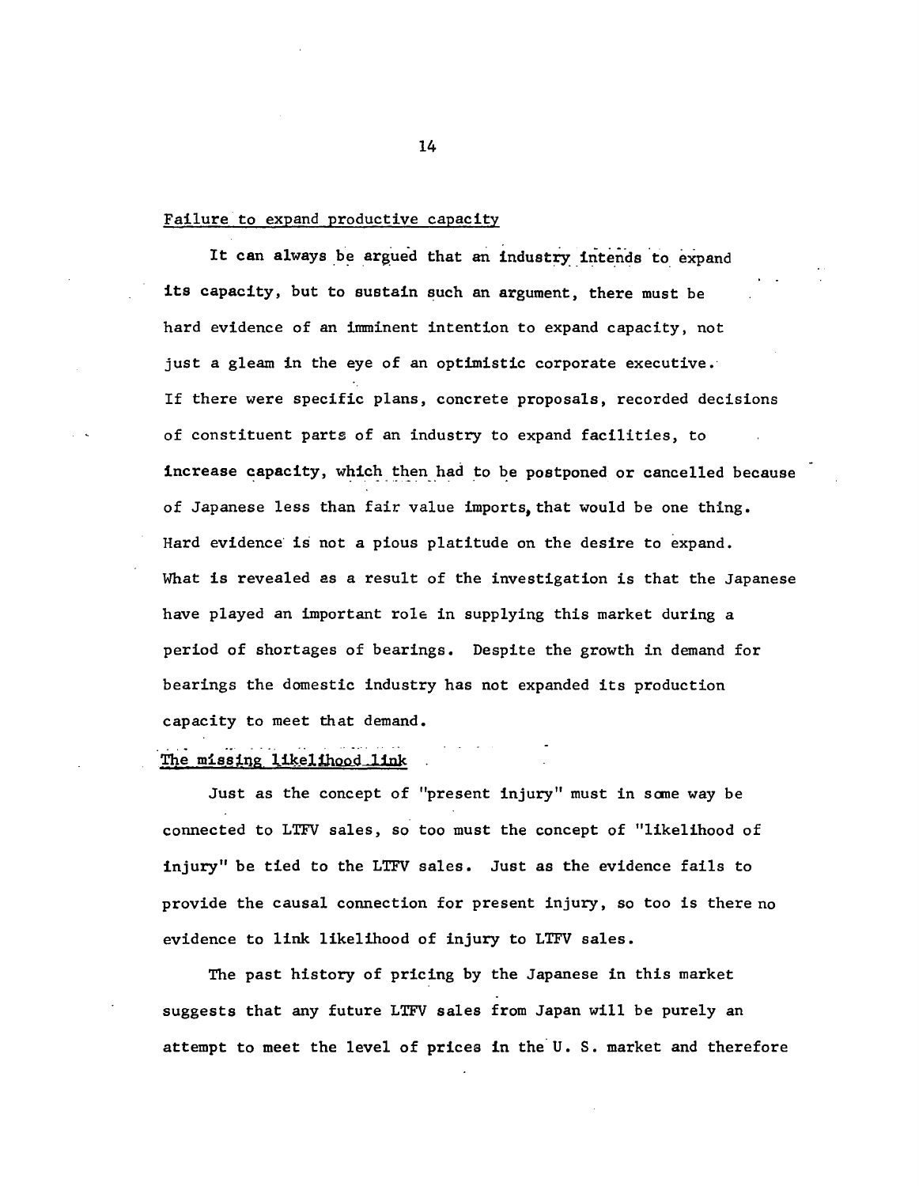Failure to expand productive capacity

It can always be argued that an industry intends to expand its capacity, but to sustain such an argument, there must be hard evidence of an imminent intention to expand capacity, not just a gleam in the eye of an optimistic corporate executive. If there were specific plans, concrete proposals, recorded decisions of constituent parts of an industry to expand facilities, to increase capacity, which then had to be postponed or cancelled because of Japanese less than fair value imports, that would be one thing. Hard evidence is not a pious platitude on the desire to expand. What is revealed as a result of the investigation is that the Japanese have played an important role in supplying this market during a period of shortages of bearings. Despite the growth in demand for bearings the domestic industry has not expanded its production capacity to meet that demand.

The missing likelihood link

Just as the concept of "present injury" must in some way be connected to LTFV sales, so too must the concept of "likelihood of injury" be tied to the LTFV sales. Just as the evidence fails to provide the causal connection for present injury, so too is there no evidence to link likelihood of injury to LTFV sales.

The past history of pricing by the Japanese in this market suggests that any future LTFV sales from Japan will be purely an attempt to meet the level of prices in the U. S. market and therefore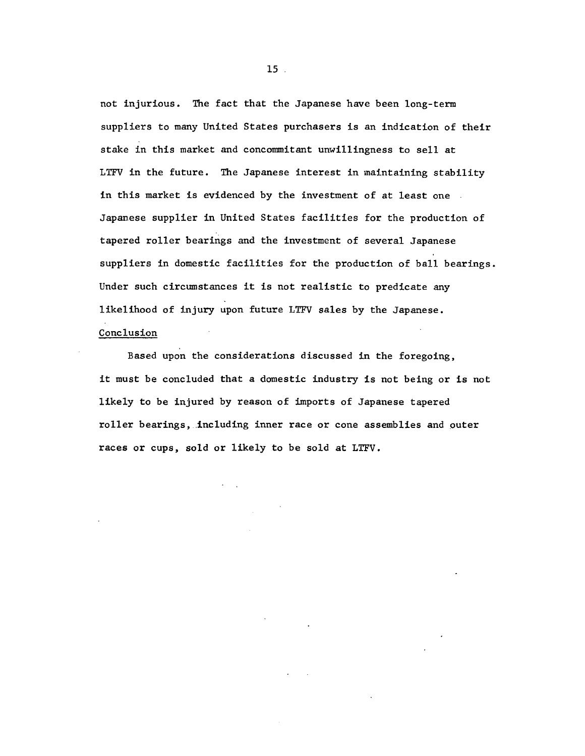not injurious. The fact that the Japanese have been long-term suppliers to many United States purchasers is an indication of their stake in this market and concommitant unwillingness to sell at LTFV in the future. The Japanese interest in maintaining stability in this market is evidenced by the investment of at least one Japanese supplier in United States facilities for the production of tapered roller bearings and the investment of several Japanese suppliers in domestic facilities for the production of ball bearings. Under such circumstances it is not realistic to predicate any likelihood of injury upon future LTFV sales by the Japanese.

Conclusion

Based upon the considerations discussed in the foregoing, it must be concluded that a domestic industry is not being or is not likely to be injured by reason of imports of Japanese tapered roller bearings, including inner race or cone assemblies and outer races or cups, sold or likely to be sold at LTFV.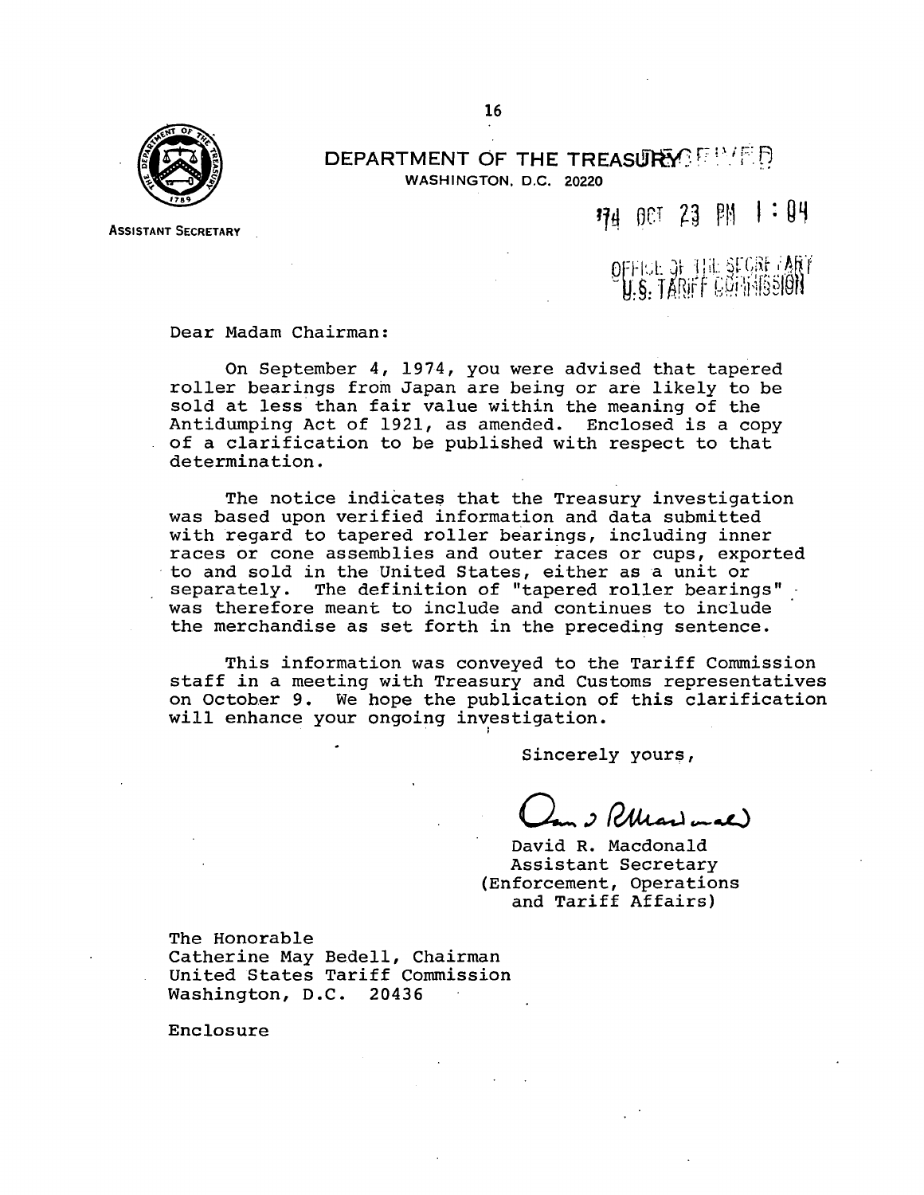**DEPARTMENT OF THE TREASURY**
WASHINGTON, D.C. 20220

ASSISTANT SECRETARY

RECEIVED
'74 OCT 23 PM 1:04
OFFICE OF THE SECRETARY
U.S. TARIFF COMMISSION

Dear Madam Chairman:

On September 4, 1974, you were advised that tapered roller bearings from Japan are being or are likely to be sold at less than fair value within the meaning of the Antidumping Act of 1921, as amended. Enclosed is a copy of a clarification to be published with respect to that determination.

The notice indicates that the Treasury investigation was based upon verified information and data submitted with regard to tapered roller bearings, including inner races or cone assemblies and outer races or cups, exported to and sold in the United States, either as a unit or separately. The definition of "tapered roller bearings" was therefore meant to include and continues to include the merchandise as set forth in the preceding sentence.

This information was conveyed to the Tariff Commission staff in a meeting with Treasury and Customs representatives on October 9. We hope the publication of this clarification will enhance your ongoing investigation.

Sincerely yours,

David R. Macdonald
Assistant Secretary
(Enforcement, Operations and Tariff Affairs)

The Honorable
Catherine May Bedell, Chairman
United States Tariff Commission
Washington, D.C. 20436

Enclosure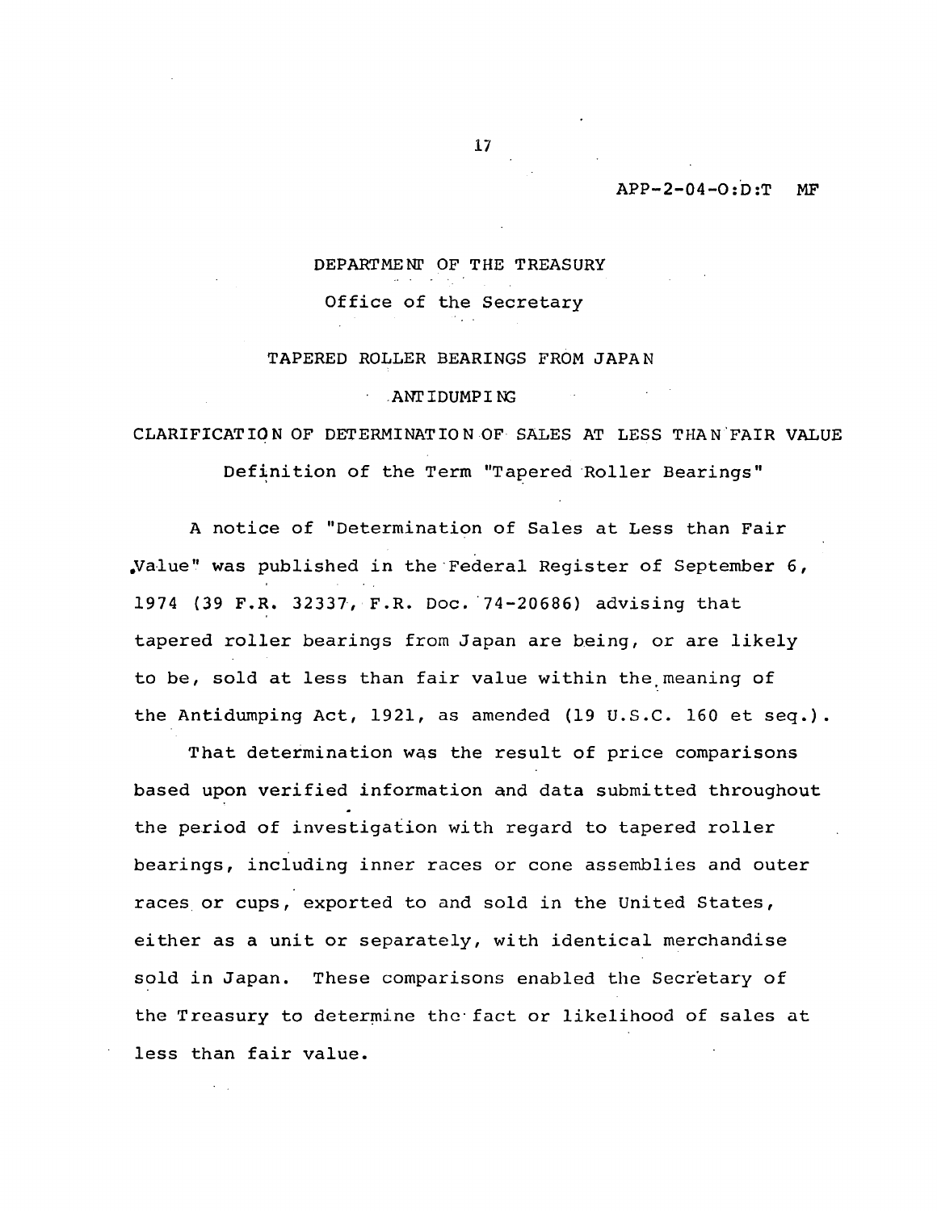APP-2-04-O:D:T MF

DEPARTMENT OF THE TREASURY

Office of the Secretary

TAPERED ROLLER BEARINGS FROM JAPAN

ANTIDUMPING

CLARIFICATION OF DETERMINATION OF SALES AT LESS THAN FAIR VALUE

Definition of the Term "Tapered Roller Bearings"

A notice of "Determination of Sales at Less than Fair Value" was published in the Federal Register of September 6, 1974 (39 F.R. 32337, F.R. Doc. 74-20686) advising that tapered roller bearings from Japan are being, or are likely to be, sold at less than fair value within the meaning of the Antidumping Act, 1921, as amended (19 U.S.C. 160 et seq.).

That determination was the result of price comparisons based upon verified information and data submitted throughout the period of investigation with regard to tapered roller bearings, including inner races or cone assemblies and outer races or cups, exported to and sold in the United States, either as a unit or separately, with identical merchandise sold in Japan. These comparisons enabled the Secretary of the Treasury to determine the fact or likelihood of sales at less than fair value.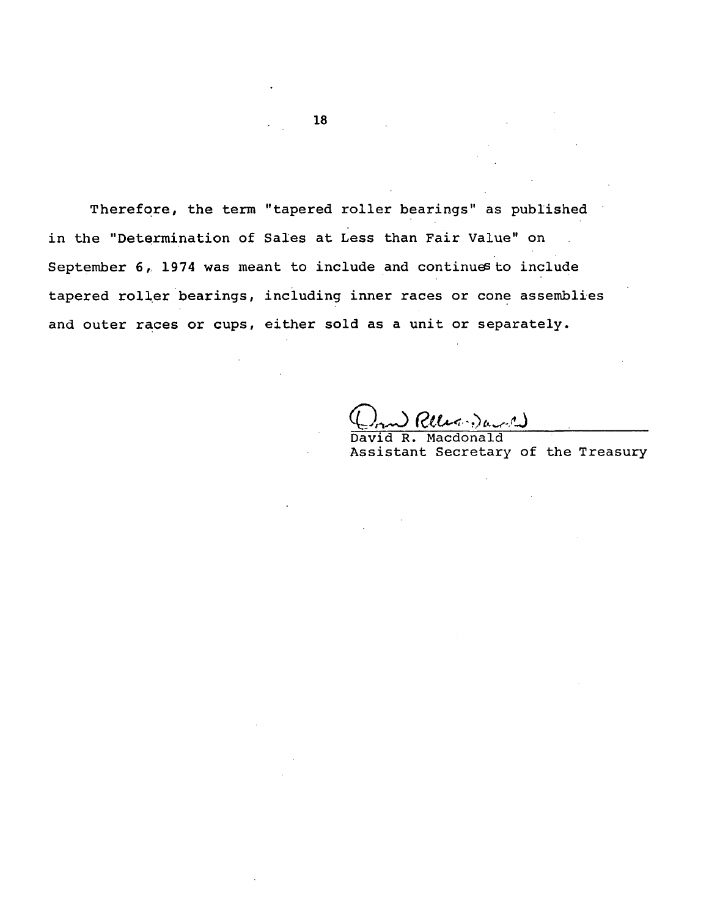Therefore, the term "tapered roller bearings" as published in the "Determination of Sales at Less than Fair Value" on September 6, 1974 was meant to include and continues to include tapered roller bearings, including inner races or cone assemblies and outer races or cups, either sold as a unit or separately.

David R. Macdonald
Assistant Secretary of the Treasury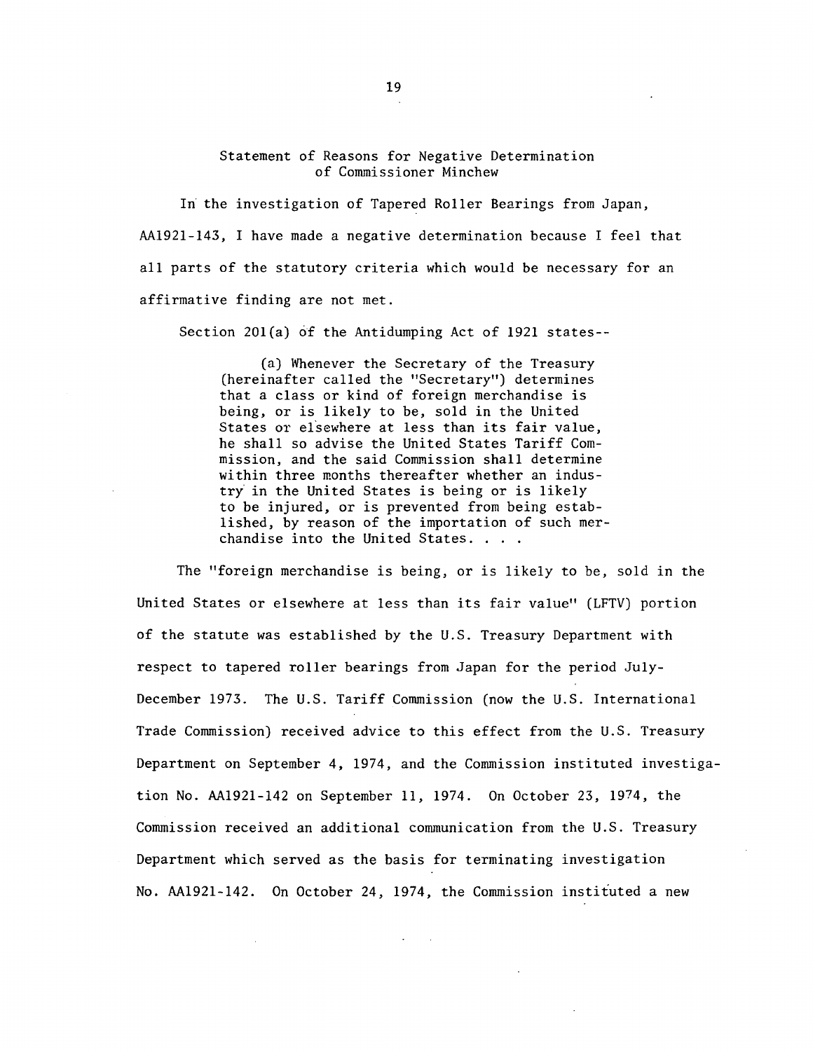Statement of Reasons for Negative Determination of Commissioner Minchew

In the investigation of Tapered Roller Bearings from Japan, AA1921-143, I have made a negative determination because I feel that all parts of the statutory criteria which would be necessary for an affirmative finding are not met.

Section 201(a) of the Antidumping Act of 1921 states--

> (a) Whenever the Secretary of the Treasury (hereinafter called the "Secretary") determines that a class or kind of foreign merchandise is being, or is likely to be, sold in the United States or elsewhere at less than its fair value, he shall so advise the United States Tariff Commission, and the said Commission shall determine within three months thereafter whether an industry in the United States is being or is likely to be injured, or is prevented from being established, by reason of the importation of such merchandise into the United States. . . .

The "foreign merchandise is being, or is likely to be, sold in the United States or elsewhere at less than its fair value" (LFTV) portion of the statute was established by the U.S. Treasury Department with respect to tapered roller bearings from Japan for the period July-December 1973. The U.S. Tariff Commission (now the U.S. International Trade Commission) received advice to this effect from the U.S. Treasury Department on September 4, 1974, and the Commission instituted investigation No. AA1921-142 on September 11, 1974. On October 23, 1974, the Commission received an additional communication from the U.S. Treasury Department which served as the basis for terminating investigation No. AA1921-142. On October 24, 1974, the Commission instituted a new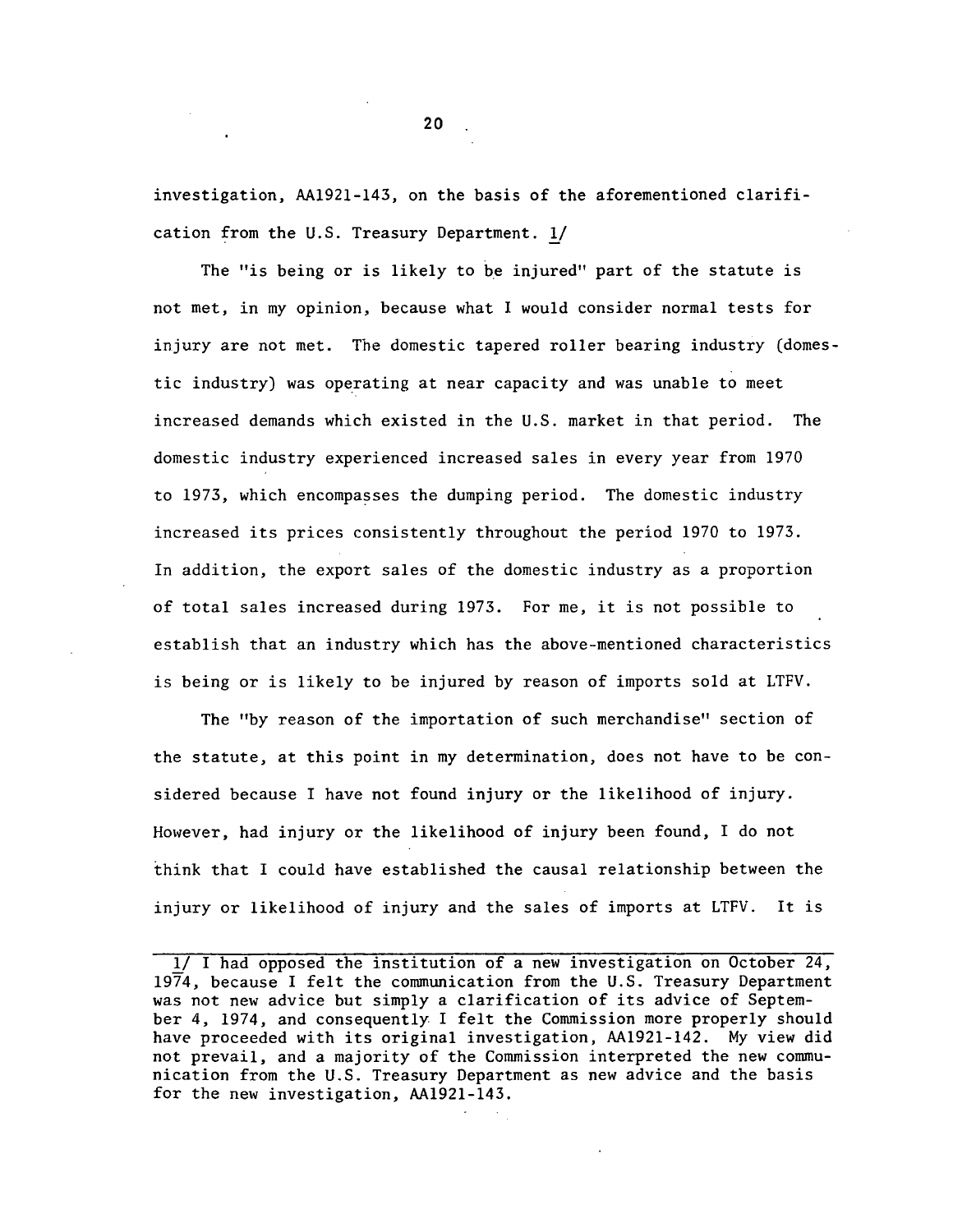investigation, AA1921-143, on the basis of the aforementioned clarification from the U.S. Treasury Department. 1/

The "is being or is likely to be injured" part of the statute is not met, in my opinion, because what I would consider normal tests for injury are not met. The domestic tapered roller bearing industry (domestic industry) was operating at near capacity and was unable to meet increased demands which existed in the U.S. market in that period. The domestic industry experienced increased sales in every year from 1970 to 1973, which encompasses the dumping period. The domestic industry increased its prices consistently throughout the period 1970 to 1973. In addition, the export sales of the domestic industry as a proportion of total sales increased during 1973. For me, it is not possible to establish that an industry which has the above-mentioned characteristics is being or is likely to be injured by reason of imports sold at LTFV.

The "by reason of the importation of such merchandise" section of the statute, at this point in my determination, does not have to be considered because I have not found injury or the likelihood of injury. However, had injury or the likelihood of injury been found, I do not think that I could have established the causal relationship between the injury or likelihood of injury and the sales of imports at LTFV. It is

---

1/ I had opposed the institution of a new investigation on October 24, 1974, because I felt the communication from the U.S. Treasury Department was not new advice but simply a clarification of its advice of September 4, 1974, and consequently I felt the Commission more properly should have proceeded with its original investigation, AA1921-142. My view did not prevail, and a majority of the Commission interpreted the new communication from the U.S. Treasury Department as new advice and the basis for the new investigation, AA1921-143.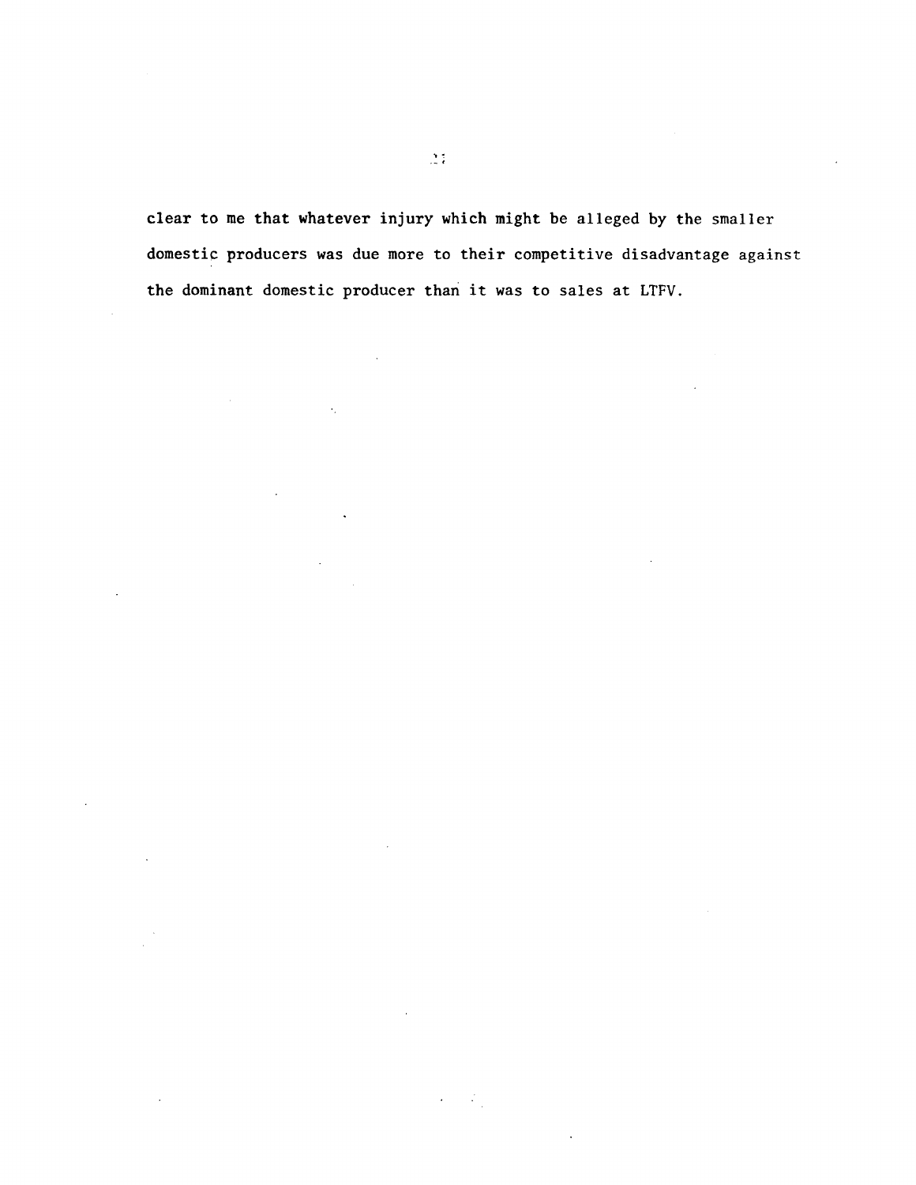clear to me that whatever injury which might be alleged by the smaller domestic producers was due more to their competitive disadvantage against the dominant domestic producer than it was to sales at LTFV.